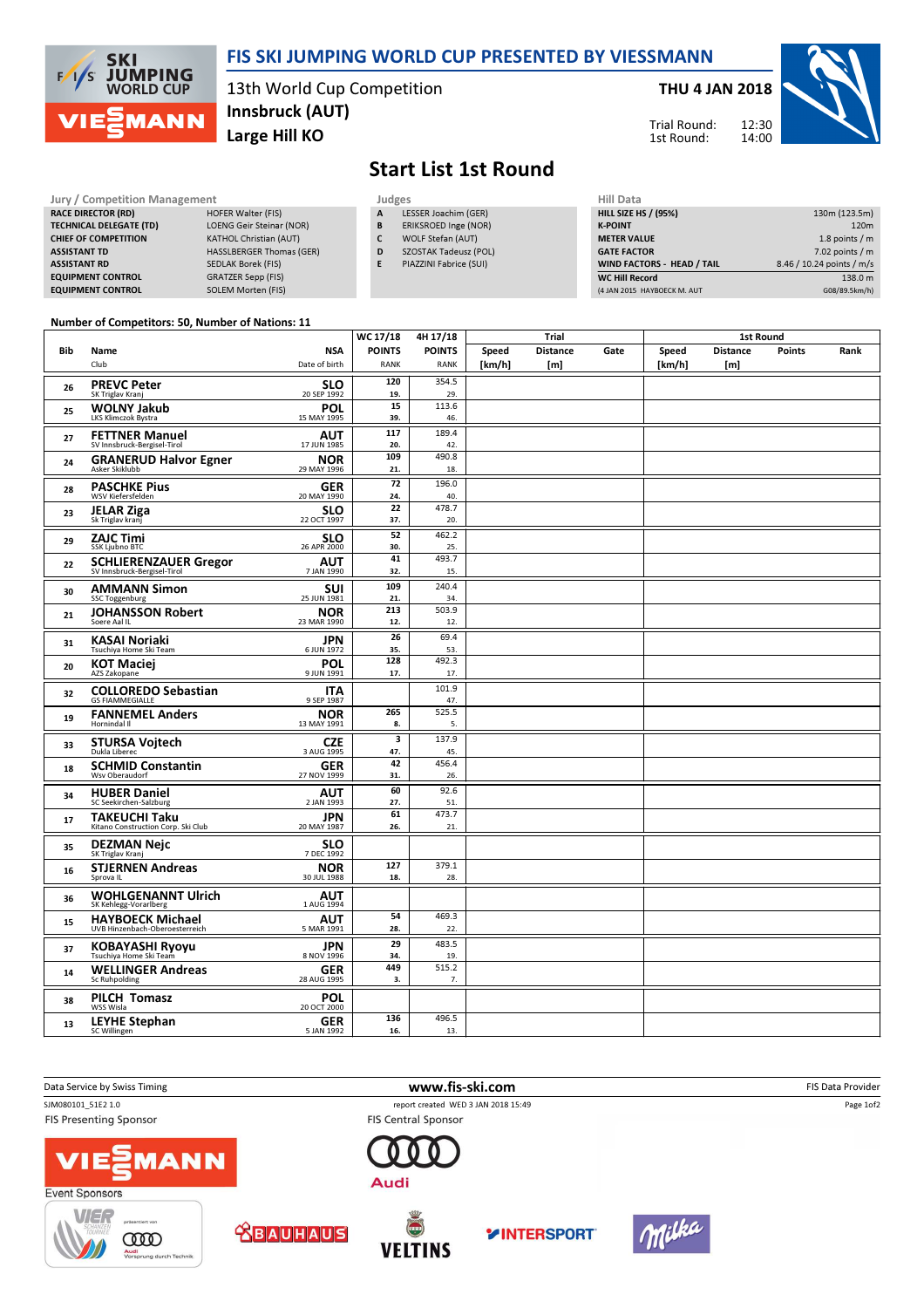# FIS SKI JUMPING WORLD CUP PRESENTED BY VIESSMANN

13th World Cup Competition
Innsbruck (AUT)
Large Hill KO

**THU 4 JAN 2018**

Trial Round: 12:30
1st Round: 14:00

## Start List 1st Round

| Jury / Competition Management | |
|---|---|
| RACE DIRECTOR (RD) | HOFER Walter (FIS) |
| TECHNICAL DELEGATE (TD) | LOENG Geir Steinar (NOR) |
| CHIEF OF COMPETITION | KATHOL Christian (AUT) |
| ASSISTANT TD | HASSLBERGER Thomas (GER) |
| ASSISTANT RD | SEDLAK Borek (FIS) |
| EQUIPMENT CONTROL | GRATZER Sepp (FIS) |
| EQUIPMENT CONTROL | SOLEM Morten (FIS) |

| Judges | |
|---|---|
| A | LESSER Joachim (GER) |
| B | ERIKSROED Inge (NOR) |
| C | WOLF Stefan (AUT) |
| D | SZOSTAK Tadeusz (POL) |
| E | PIAZZINI Fabrice (SUI) |

| Hill Data | |
|---|---|
| HILL SIZE HS / (95%) | 130m (123.5m) |
| K-POINT | 120m |
| METER VALUE | 1.8 points / m |
| GATE FACTOR | 7.02 points / m |
| WIND FACTORS - HEAD / TAIL | 8.46 / 10.24 points / m/s |
| WC Hill Record | 138.0 m |
| (4 JAN 2015 HAYBOECK M. AUT | G08/89.5km/h) |

Number of Competitors: 50, Number of Nations: 11

| Bib | Name / Club | NSA / Date of birth | WC 17/18 POINTS / RANK | 4H 17/18 POINTS / RANK | Trial Speed [km/h] | Trial Distance [m] | Trial Gate | 1st Round Speed [km/h] | 1st Round Distance [m] | 1st Round Points | 1st Round Rank |
|---|---|---|---|---|---|---|---|---|---|---|---|
| 26 | PREVC Peter / SK Triglav Kranj | SLO / 20 SEP 1992 | 120 / 19. | 354.5 / 29. | | | | | | | |
| 25 | WOLNY Jakub / LKS Klimczok Bystra | POL / 15 MAY 1995 | 15 / 39. | 113.6 / 46. | | | | | | | |
| 27 | FETTNER Manuel / SV Innsbruck-Bergisel-Tirol | AUT / 17 JUN 1985 | 117 / 20. | 189.4 / 42. | | | | | | | |
| 24 | GRANERUD Halvor Egner / Asker Skiklubb | NOR / 29 MAY 1996 | 109 / 21. | 490.8 / 18. | | | | | | | |
| 28 | PASCHKE Pius / WSV Kiefersfelden | GER / 20 MAY 1990 | 72 / 24. | 196.0 / 40. | | | | | | | |
| 23 | JELAR Ziga / Sk Triglav kranj | SLO / 22 OCT 1997 | 22 / 37. | 478.7 / 20. | | | | | | | |
| 29 | ZAJC Timi / SSK Ljubno BTC | SLO / 26 APR 2000 | 52 / 30. | 462.2 / 25. | | | | | | | |
| 22 | SCHLIERENZAUER Gregor / SV Innsbruck-Bergisel-Tirol | AUT / 7 JAN 1990 | 41 / 32. | 493.7 / 15. | | | | | | | |
| 30 | AMMANN Simon / SSC Toggenburg | SUI / 25 JUN 1981 | 109 / 21. | 240.4 / 34. | | | | | | | |
| 21 | JOHANSSON Robert / Soere Aal IL | NOR / 23 MAR 1990 | 213 / 12. | 503.9 / 12. | | | | | | | |
| 31 | KASAI Noriaki / Tsuchiya Home Ski Team | JPN / 6 JUN 1972 | 26 / 35. | 69.4 / 53. | | | | | | | |
| 20 | KOT Maciej / AZS Zakopane | POL / 9 JUN 1991 | 128 / 17. | 492.3 / 17. | | | | | | | |
| 32 | COLLOREDO Sebastian / GS FIAMMEGIALLE | ITA / 9 SEP 1987 | | 101.9 / 47. | | | | | | | |
| 19 | FANNEMEL Anders / Hornindal Il | NOR / 13 MAY 1991 | 265 / 8. | 525.5 / 5. | | | | | | | |
| 33 | STURSA Vojtech / Dukla Liberec | CZE / 3 AUG 1995 | 3 / 47. | 137.9 / 45. | | | | | | | |
| 18 | SCHMID Constantin / Wsv Oberaudorf | GER / 27 NOV 1999 | 42 / 31. | 456.4 / 26. | | | | | | | |
| 34 | HUBER Daniel / SC Seekirchen-Salzburg | AUT / 2 JAN 1993 | 60 / 27. | 92.6 / 51. | | | | | | | |
| 17 | TAKEUCHI Taku / Kitano Construction Corp. Ski Club | JPN / 20 MAY 1987 | 61 / 26. | 473.7 / 21. | | | | | | | |
| 35 | DEZMAN Nejc / SK Triglav Kranj | SLO / 7 DEC 1992 | | | | | | | | | |
| 16 | STJERNEN Andreas / Sprova IL | NOR / 30 JUL 1988 | 127 / 18. | 379.1 / 28. | | | | | | | |
| 36 | WOHLGENANNT Ulrich / SK Kehlegg-Vorarlberg | AUT / 1 AUG 1994 | | | | | | | | | |
| 15 | HAYBOECK Michael / UVB Hinzenbach-Oberoesterreich | AUT / 5 MAR 1991 | 54 / 28. | 469.3 / 22. | | | | | | | |
| 37 | KOBAYASHI Ryoyu / Tsuchiya Home Ski Team | JPN / 8 NOV 1996 | 29 / 34. | 483.5 / 19. | | | | | | | |
| 14 | WELLINGER Andreas / Sc Ruhpolding | GER / 28 AUG 1995 | 449 / 3. | 515.2 / 7. | | | | | | | |
| 38 | PILCH Tomasz / WSS Wisla | POL / 20 OCT 2000 | | | | | | | | | |
| 13 | LEYHE Stephan / SC Willingen | GER / 5 JAN 1992 | 136 / 16. | 496.5 / 13. | | | | | | | |

Data Service by Swiss Timing — www.fis-ski.com — FIS Data Provider

SJM080101_51E2 1.0 — report created WED 3 JAN 2018 15:49

FIS Presenting Sponsor: VIESSMANN — FIS Central Sponsor: Audi

Event Sponsors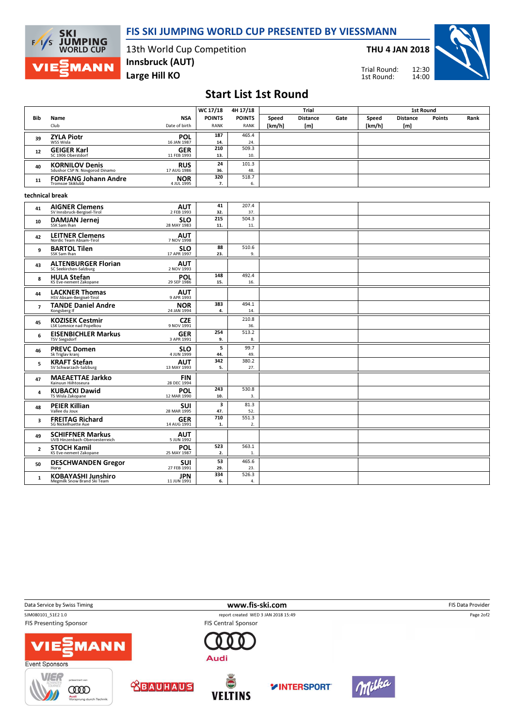# FIS SKI JUMPING WORLD CUP PRESENTED BY VIESSMANN

13th World Cup Competition
Innsbruck (AUT)
Large Hill KO

THU 4 JAN 2018

Trial Round: 12:30
1st Round: 14:00

## Start List 1st Round

| Bib | Name / Club | NSA / Date of birth | WC 17/18 POINTS / RANK | 4H 17/18 POINTS / RANK | Trial Speed [km/h] | Trial Distance [m] | Trial Gate | 1st Round Speed [km/h] | 1st Round Distance [m] | 1st Round Points | 1st Round Rank |
|---|---|---|---|---|---|---|---|---|---|---|---|
| 39 | ZYLA Piotr / WSS Wisla | POL / 16 JAN 1987 | 187 / 14. | 465.4 / 24. | | | | | | | |
| 12 | GEIGER Karl / SC 1906 Oberstdorf | GER / 11 FEB 1993 | 210 / 13. | 509.3 / 10. | | | | | | | |
| 40 | KORNILOV Denis / Sdushor CSP N. Novgorod Dinamo | RUS / 17 AUG 1986 | 24 / 36. | 101.3 / 48. | | | | | | | |
| 11 | FORFANG Johann Andre / Tromsoe Skiklubb | NOR / 4 JUL 1995 | 320 / 7. | 518.7 / 6. | | | | | | | |
| **technical break** | | | | | | | | | | | |
| 41 | AIGNER Clemens / SV Innsbruck-Bergisel-Tirol | AUT / 2 FEB 1993 | 41 / 32. | 207.4 / 37. | | | | | | | |
| 10 | DAMJAN Jernej / SSK Sam Ihan | SLO / 28 MAY 1983 | 215 / 11. | 504.3 / 11. | | | | | | | |
| 42 | LEITNER Clemens / Nordic Team Absam-Tirol | AUT / 7 NOV 1998 | | | | | | | | | |
| 9 | BARTOL Tilen / SSK Sam Ihan | SLO / 17 APR 1997 | 88 / 23. | 510.6 / 9. | | | | | | | |
| 43 | ALTENBURGER Florian / SC Seekirchen-Salzburg | AUT / 2 NOV 1993 | | | | | | | | | |
| 8 | HULA Stefan / KS Eve-nement Zakopane | POL / 29 SEP 1986 | 148 / 15. | 492.4 / 16. | | | | | | | |
| 44 | LACKNER Thomas / HSV Absam-Bergisel-Tirol | AUT / 9 APR 1993 | | | | | | | | | |
| 7 | TANDE Daniel Andre / Kongsberg If | NOR / 24 JAN 1994 | 383 / 4. | 494.1 / 14. | | | | | | | |
| 45 | KOZISEK Cestmir / LSK Lomnice nad Popelkou | CZE / 9 NOV 1991 | | 210.8 / 36. | | | | | | | |
| 6 | EISENBICHLER Markus / TSV Siegsdorf | GER / 3 APR 1991 | 254 / 9. | 513.2 / 8. | | | | | | | |
| 46 | PREVC Domen / Sk Triglav kranj | SLO / 4 JUN 1999 | 5 / 44. | 99.7 / 49. | | | | | | | |
| 5 | KRAFT Stefan / SV Schwarzach-Salzburg | AUT / 13 MAY 1993 | 342 / 5. | 380.2 / 27. | | | | | | | |
| 47 | MAEAETTAE Jarkko / Kainuun Hiihtoseura | FIN / 28 DEC 1994 | | | | | | | | | |
| 4 | KUBACKI Dawid / TS Wisla Zakopane | POL / 12 MAR 1990 | 243 / 10. | 530.8 / 3. | | | | | | | |
| 48 | PEIER Killian / Vallee du Joux | SUI / 28 MAR 1995 | 3 / 47. | 81.3 / 52. | | | | | | | |
| 3 | FREITAG Richard / SG Nickelhuette Aue | GER / 14 AUG 1991 | 710 / 1. | 551.3 / 2. | | | | | | | |
| 49 | SCHIFFNER Markus / UVB Hinzenbach-Oberoesterreich | AUT / 5 JUN 1992 | | | | | | | | | |
| 2 | STOCH Kamil / KS Eve-nement Zakopane | POL / 25 MAY 1987 | 523 / 2. | 563.1 / 1. | | | | | | | |
| 50 | DESCHWANDEN Gregor / Horw | SUI / 27 FEB 1991 | 53 / 29. | 465.6 / 23. | | | | | | | |
| 1 | KOBAYASHI Junshiro / Megmilk Snow Brand Ski Team | JPN / 11 JUN 1991 | 334 / 6. | 526.3 / 4. | | | | | | | |

Data Service by Swiss Timing — www.fis-ski.com — FIS Data Provider

SJM080101_51E2 1.0 — report created WED 3 JAN 2018 15:49

FIS Presenting Sponsor — FIS Central Sponsor

Event Sponsors